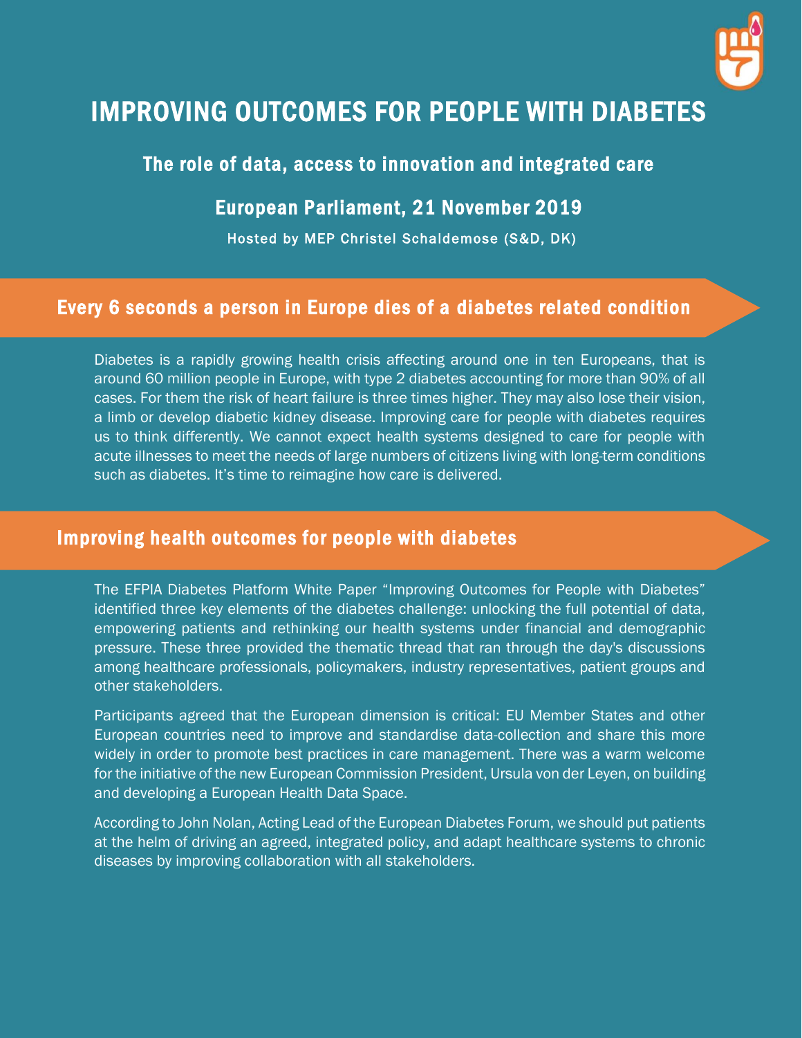# IMPROVING OUTCOMES FOR PEOPLE WITH DIABETES

### The role of data, access to innovation and integrated care

### European Parliament, 21 November 2019

Hosted by MEP Christel Schaldemose (S&D, DK)

## Every 6 seconds a person in Europe dies of a diabetes related condition

Diabetes is a rapidly growing health crisis affecting around one in ten Europeans, that is around 60 million people in Europe, with type 2 diabetes accounting for more than 90% of all cases. For them the risk of heart failure is three times higher. They may also lose their vision, a limb or develop diabetic kidney disease. Improving care for people with diabetes requires us to think differently. We cannot expect health systems designed to care for people with acute illnesses to meet the needs of large numbers of citizens living with long-term conditions such as diabetes. It's time to reimagine how care is delivered.

## Improving health outcomes for people with diabetes

The EFPIA Diabetes Platform White Paper "Improving Outcomes for People with Diabetes" identified three key elements of the diabetes challenge: unlocking the full potential of data, empowering patients and rethinking our health systems under financial and demographic pressure. These three provided the thematic thread that ran through the day's discussions among healthcare professionals, policymakers, industry representatives, patient groups and other stakeholders.

Participants agreed that the European dimension is critical: EU Member States and other European countries need to improve and standardise data-collection and share this more widely in order to promote best practices in care management. There was a warm welcome for the initiative of the new European Commission President, Ursula von der Leyen, on building and developing a European Health Data Space.

According to John Nolan, Acting Lead of the European Diabetes Forum, we should put patients at the helm of driving an agreed, integrated policy, and adapt healthcare systems to chronic diseases by improving collaboration with all stakeholders.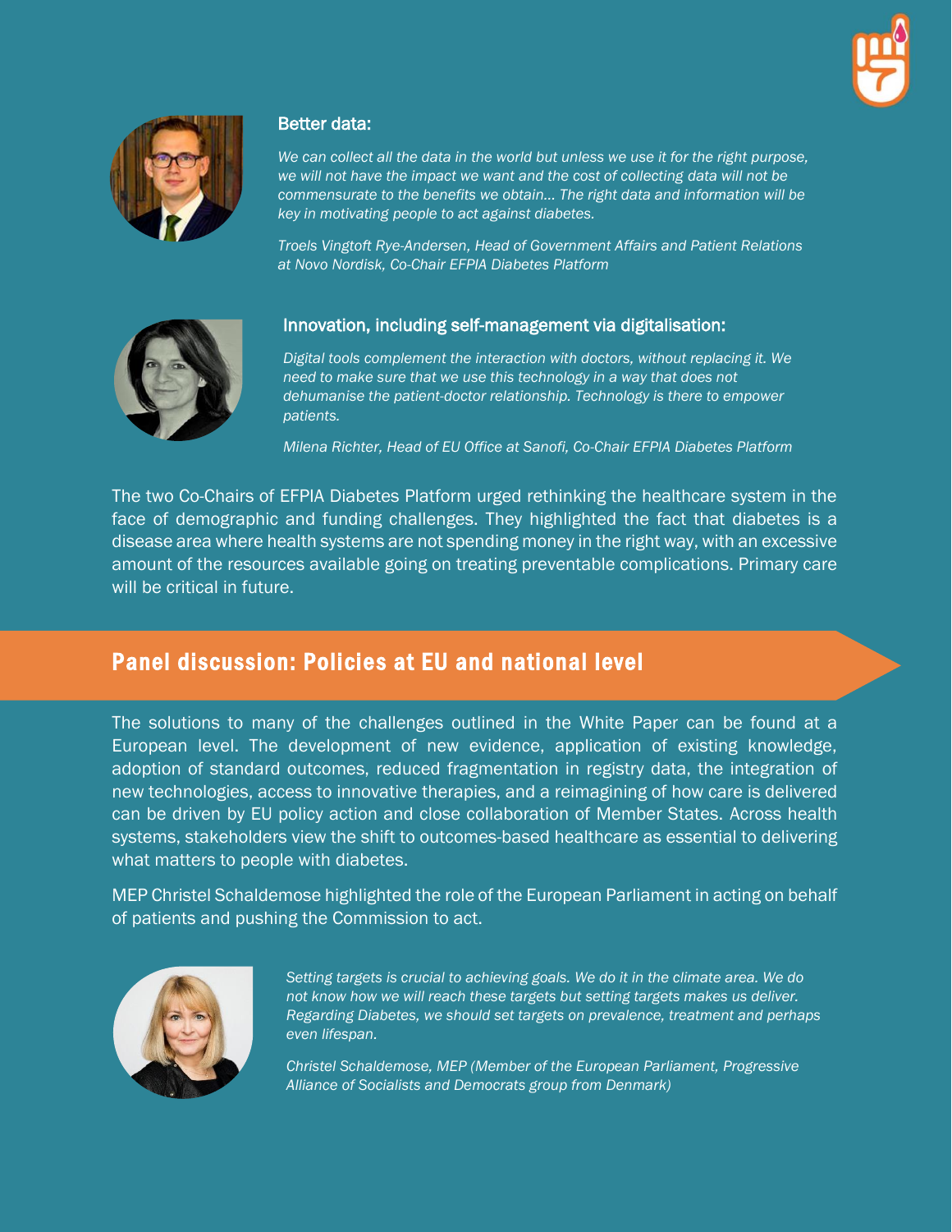### Better data:

*We can collect all the data in the world but unless we use it for the right purpose, we will not have the impact we want and the cost of collecting data will not be commensurate to the benefits we obtain... The right data and information will be key in motivating people to act against diabetes.*

*Troels Vingtoft Rye-Andersen, Head of Government Affairs and Patient Relations at Novo Nordisk, Co-Chair EFPIA Diabetes Platform*

### Innovation, including self-management via digitalisation:

*Digital tools complement the interaction with doctors, without replacing it. We need to make sure that we use this technology in a way that does not dehumanise the patient-doctor relationship. Technology is there to empower patients.*

*Milena Richter, Head of EU Office at Sanofi, Co-Chair EFPIA Diabetes Platform*

The two Co-Chairs of EFPIA Diabetes Platform urged rethinking the healthcare system in the face of demographic and funding challenges. They highlighted the fact that diabetes is a disease area where health systems are not spending money in the right way, with an excessive amount of the resources available going on treating preventable complications. Primary care will be critical in future.

## Panel discussion: Policies at EU and national level

The solutions to many of the challenges outlined in the White Paper can be found at a European level. The development of new evidence, application of existing knowledge, adoption of standard outcomes, reduced fragmentation in registry data, the integration of new technologies, access to innovative therapies, and a reimagining of how care is delivered can be driven by EU policy action and close collaboration of Member States. Across health systems, stakeholders view the shift to outcomes-based healthcare as essential to delivering what matters to people with diabetes.

MEP Christel Schaldemose highlighted the role of the European Parliament in acting on behalf of patients and pushing the Commission to act.

*Setting targets is crucial to achieving goals. We do it in the climate area. We do not know how we will reach these targets but setting targets makes us deliver. Regarding Diabetes, we should set targets on prevalence, treatment and perhaps even lifespan.*

*Christel Schaldemose, MEP (Member of the European Parliament, Progressive Alliance of Socialists and Democrats group from Denmark)*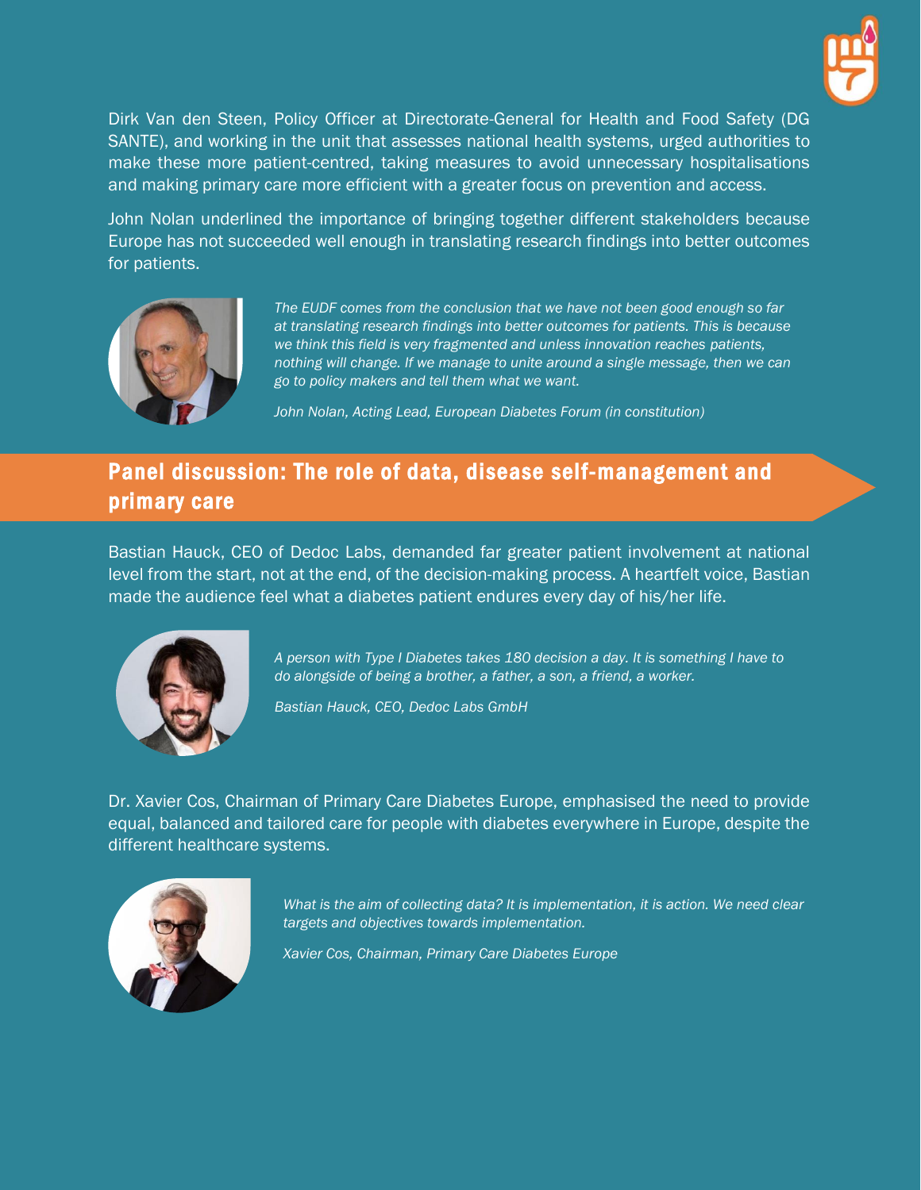Dirk Van den Steen, Policy Officer at Directorate-General for Health and Food Safety (DG SANTE), and working in the unit that assesses national health systems, urged authorities to make these more patient-centred, taking measures to avoid unnecessary hospitalisations and making primary care more efficient with a greater focus on prevention and access.

John Nolan underlined the importance of bringing together different stakeholders because Europe has not succeeded well enough in translating research findings into better outcomes for patients.

*The EUDF comes from the conclusion that we have not been good enough so far at translating research findings into better outcomes for patients. This is because we think this field is very fragmented and unless innovation reaches patients, nothing will change. If we manage to unite around a single message, then we can go to policy makers and tell them what we want.*

*John Nolan, Acting Lead, European Diabetes Forum (in constitution)*

## Panel discussion: The role of data, disease self-management and primary care

Bastian Hauck, CEO of Dedoc Labs, demanded far greater patient involvement at national level from the start, not at the end, of the decision-making process. A heartfelt voice, Bastian made the audience feel what a diabetes patient endures every day of his/her life.

*A person with Type I Diabetes takes 180 decision a day. It is something I have to do alongside of being a brother, a father, a son, a friend, a worker.*

*Bastian Hauck, CEO, Dedoc Labs GmbH*

Dr. Xavier Cos, Chairman of Primary Care Diabetes Europe, emphasised the need to provide equal, balanced and tailored care for people with diabetes everywhere in Europe, despite the different healthcare systems.

*What is the aim of collecting data? It is implementation, it is action. We need clear targets and objectives towards implementation.*

*Xavier Cos, Chairman, Primary Care Diabetes Europe*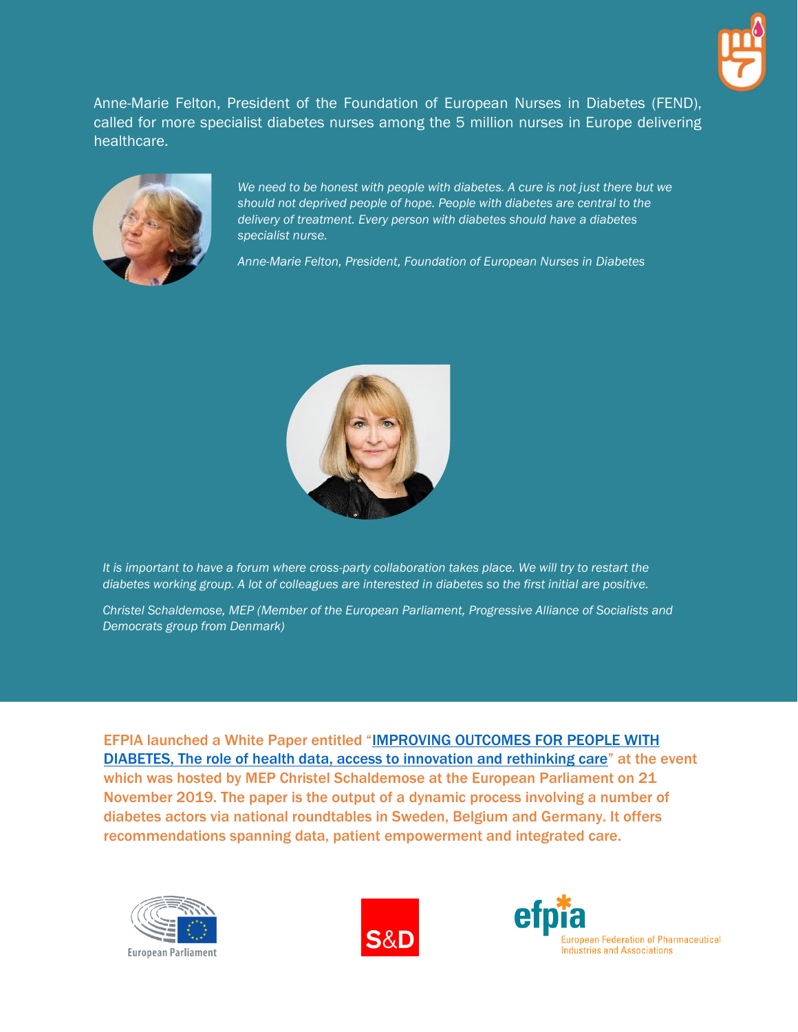Anne-Marie Felton, President of the Foundation of European Nurses in Diabetes (FEND), called for more specialist diabetes nurses among the 5 million nurses in Europe delivering healthcare.

*We need to be honest with people with diabetes. A cure is not just there but we should not deprived people of hope. People with diabetes are central to the delivery of treatment. Every person with diabetes should have a diabetes specialist nurse.*

*Anne-Marie Felton, President, Foundation of European Nurses in Diabetes*

*It is important to have a forum where cross-party collaboration takes place. We will try to restart the diabetes working group. A lot of colleagues are interested in diabetes so the first initial are positive.*

*Christel Schaldemose, MEP (Member of the European Parliament, Progressive Alliance of Socialists and Democrats group from Denmark)*

EFPIA launched a White Paper entitled "IMPROVING OUTCOMES FOR PEOPLE WITH DIABETES, The role of health data, access to innovation and rethinking care" at the event which was hosted by MEP Christel Schaldemose at the European Parliament on 21 November 2019. The paper is the output of a dynamic process involving a number of diabetes actors via national roundtables in Sweden, Belgium and Germany. It offers recommendations spanning data, patient empowerment and integrated care.

European Parliament

S&D

efpia
European Federation of Pharmaceutical Industries and Associations